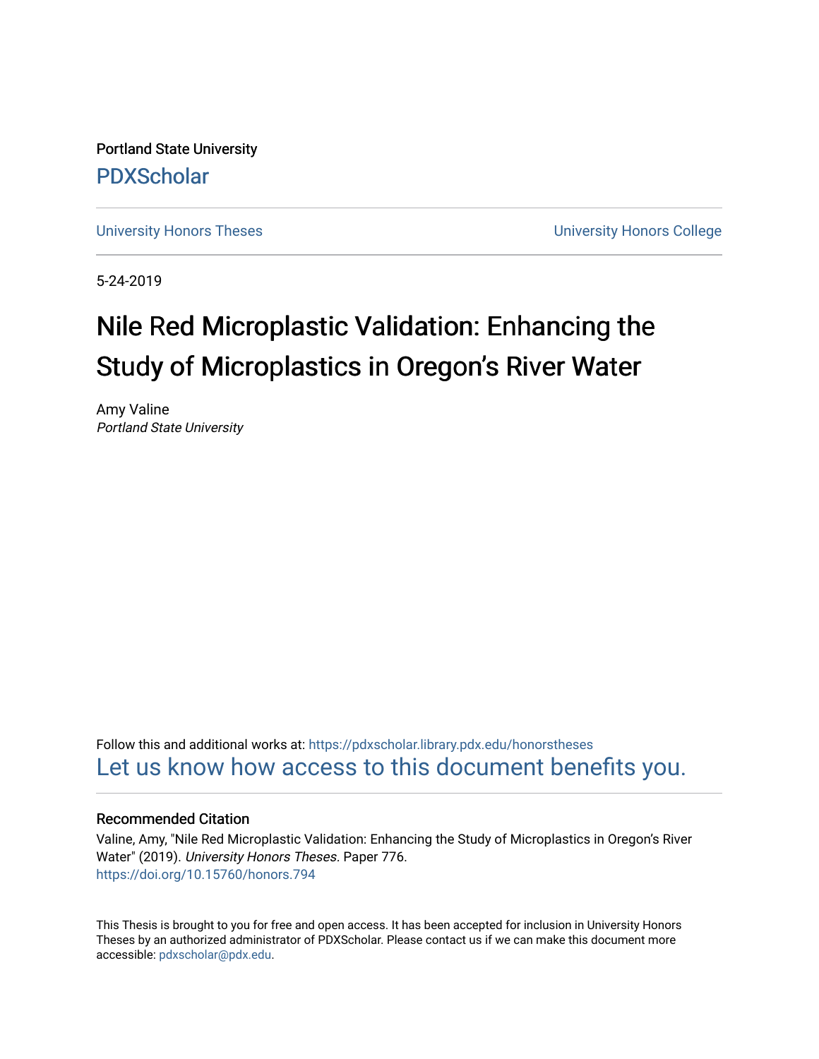Portland State University

PDXScholar

University Honors Theses | University Honors College

5-24-2019

# Nile Red Microplastic Validation: Enhancing the Study of Microplastics in Oregon's River Water

Amy Valine
*Portland State University*

Follow this and additional works at: https://pdxscholar.library.pdx.edu/honorstheses

Let us know how access to this document benefits you.

### Recommended Citation

Valine, Amy, "Nile Red Microplastic Validation: Enhancing the Study of Microplastics in Oregon's River Water" (2019). *University Honors Theses.* Paper 776.
https://doi.org/10.15760/honors.794

This Thesis is brought to you for free and open access. It has been accepted for inclusion in University Honors Theses by an authorized administrator of PDXScholar. Please contact us if we can make this document more accessible: pdxscholar@pdx.edu.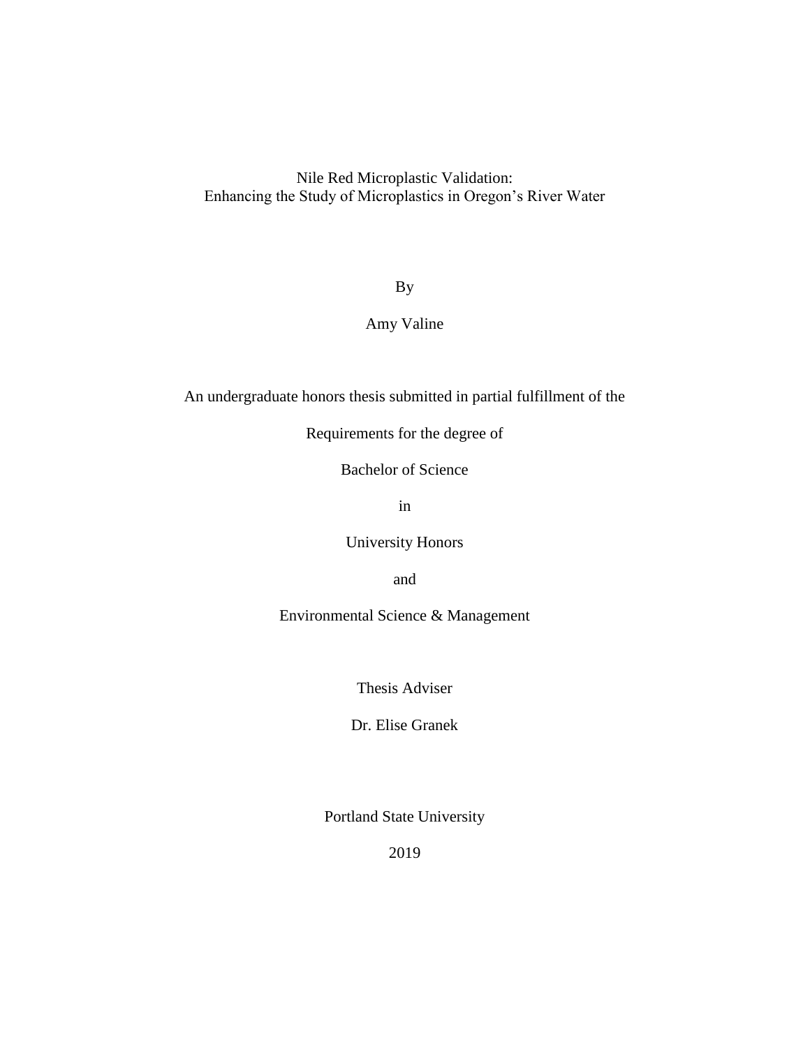# Nile Red Microplastic Validation:
## Enhancing the Study of Microplastics in Oregon's River Water

By

Amy Valine

An undergraduate honors thesis submitted in partial fulfillment of the

Requirements for the degree of

Bachelor of Science

in

University Honors

and

Environmental Science & Management

Thesis Adviser

Dr. Elise Granek

Portland State University

2019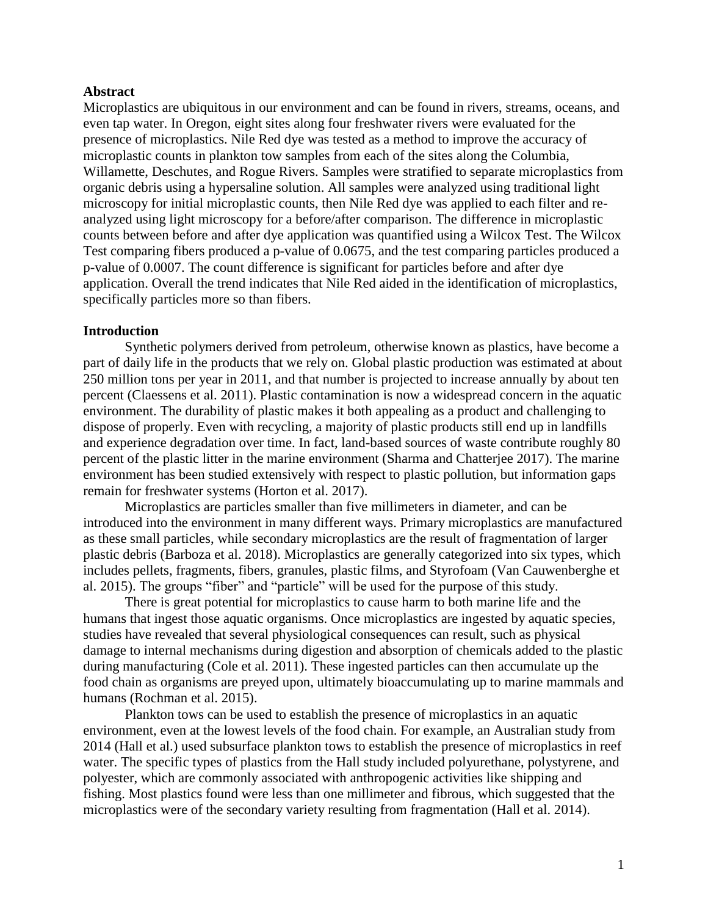## Abstract

Microplastics are ubiquitous in our environment and can be found in rivers, streams, oceans, and even tap water. In Oregon, eight sites along four freshwater rivers were evaluated for the presence of microplastics. Nile Red dye was tested as a method to improve the accuracy of microplastic counts in plankton tow samples from each of the sites along the Columbia, Willamette, Deschutes, and Rogue Rivers. Samples were stratified to separate microplastics from organic debris using a hypersaline solution. All samples were analyzed using traditional light microscopy for initial microplastic counts, then Nile Red dye was applied to each filter and re-analyzed using light microscopy for a before/after comparison. The difference in microplastic counts between before and after dye application was quantified using a Wilcox Test. The Wilcox Test comparing fibers produced a p-value of 0.0675, and the test comparing particles produced a p-value of 0.0007. The count difference is significant for particles before and after dye application. Overall the trend indicates that Nile Red aided in the identification of microplastics, specifically particles more so than fibers.

## Introduction

Synthetic polymers derived from petroleum, otherwise known as plastics, have become a part of daily life in the products that we rely on. Global plastic production was estimated at about 250 million tons per year in 2011, and that number is projected to increase annually by about ten percent (Claessens et al. 2011). Plastic contamination is now a widespread concern in the aquatic environment. The durability of plastic makes it both appealing as a product and challenging to dispose of properly. Even with recycling, a majority of plastic products still end up in landfills and experience degradation over time. In fact, land-based sources of waste contribute roughly 80 percent of the plastic litter in the marine environment (Sharma and Chatterjee 2017). The marine environment has been studied extensively with respect to plastic pollution, but information gaps remain for freshwater systems (Horton et al. 2017).

Microplastics are particles smaller than five millimeters in diameter, and can be introduced into the environment in many different ways. Primary microplastics are manufactured as these small particles, while secondary microplastics are the result of fragmentation of larger plastic debris (Barboza et al. 2018). Microplastics are generally categorized into six types, which includes pellets, fragments, fibers, granules, plastic films, and Styrofoam (Van Cauwenberghe et al. 2015). The groups "fiber" and "particle" will be used for the purpose of this study.

There is great potential for microplastics to cause harm to both marine life and the humans that ingest those aquatic organisms. Once microplastics are ingested by aquatic species, studies have revealed that several physiological consequences can result, such as physical damage to internal mechanisms during digestion and absorption of chemicals added to the plastic during manufacturing (Cole et al. 2011). These ingested particles can then accumulate up the food chain as organisms are preyed upon, ultimately bioaccumulating up to marine mammals and humans (Rochman et al. 2015).

Plankton tows can be used to establish the presence of microplastics in an aquatic environment, even at the lowest levels of the food chain. For example, an Australian study from 2014 (Hall et al.) used subsurface plankton tows to establish the presence of microplastics in reef water. The specific types of plastics from the Hall study included polyurethane, polystyrene, and polyester, which are commonly associated with anthropogenic activities like shipping and fishing. Most plastics found were less than one millimeter and fibrous, which suggested that the microplastics were of the secondary variety resulting from fragmentation (Hall et al. 2014).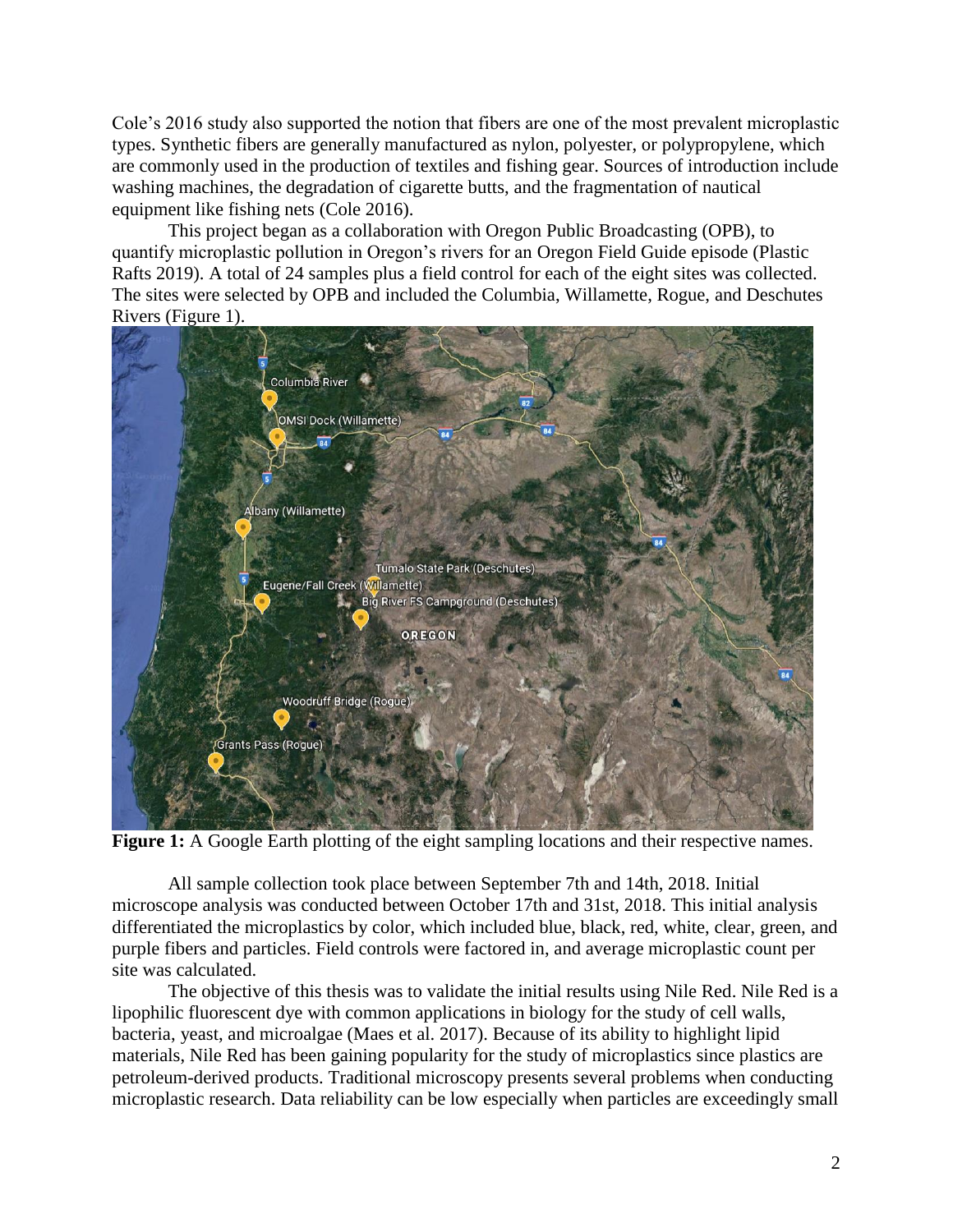Cole's 2016 study also supported the notion that fibers are one of the most prevalent microplastic types. Synthetic fibers are generally manufactured as nylon, polyester, or polypropylene, which are commonly used in the production of textiles and fishing gear. Sources of introduction include washing machines, the degradation of cigarette butts, and the fragmentation of nautical equipment like fishing nets (Cole 2016).

This project began as a collaboration with Oregon Public Broadcasting (OPB), to quantify microplastic pollution in Oregon's rivers for an Oregon Field Guide episode (Plastic Rafts 2019). A total of 24 samples plus a field control for each of the eight sites was collected. The sites were selected by OPB and included the Columbia, Willamette, Rogue, and Deschutes Rivers (Figure 1).

**Figure 1:** A Google Earth plotting of the eight sampling locations and their respective names.

All sample collection took place between September 7th and 14th, 2018. Initial microscope analysis was conducted between October 17th and 31st, 2018. This initial analysis differentiated the microplastics by color, which included blue, black, red, white, clear, green, and purple fibers and particles. Field controls were factored in, and average microplastic count per site was calculated.

The objective of this thesis was to validate the initial results using Nile Red. Nile Red is a lipophilic fluorescent dye with common applications in biology for the study of cell walls, bacteria, yeast, and microalgae (Maes et al. 2017). Because of its ability to highlight lipid materials, Nile Red has been gaining popularity for the study of microplastics since plastics are petroleum-derived products. Traditional microscopy presents several problems when conducting microplastic research. Data reliability can be low especially when particles are exceedingly small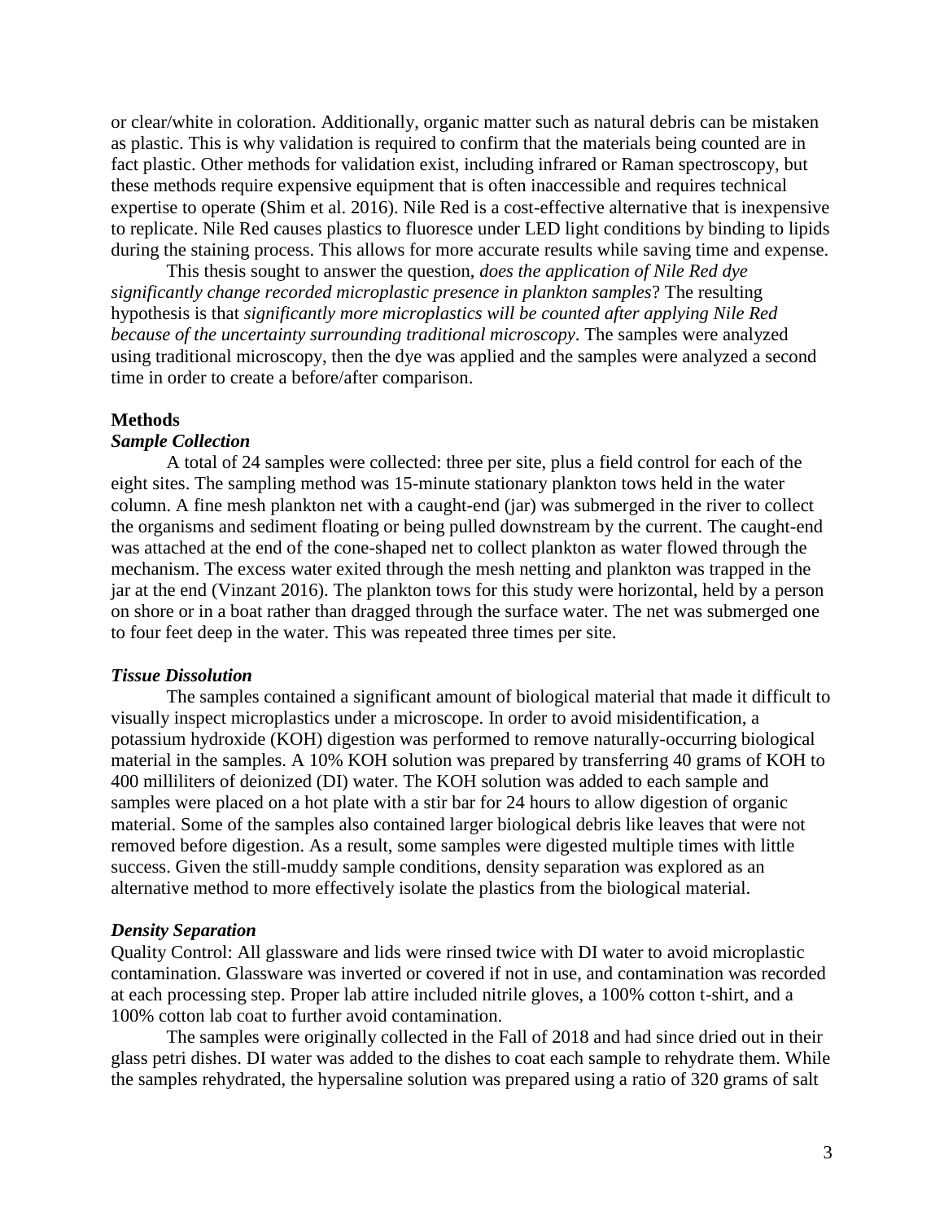or clear/white in coloration. Additionally, organic matter such as natural debris can be mistaken as plastic. This is why validation is required to confirm that the materials being counted are in fact plastic. Other methods for validation exist, including infrared or Raman spectroscopy, but these methods require expensive equipment that is often inaccessible and requires technical expertise to operate (Shim et al. 2016). Nile Red is a cost-effective alternative that is inexpensive to replicate. Nile Red causes plastics to fluoresce under LED light conditions by binding to lipids during the staining process. This allows for more accurate results while saving time and expense.

This thesis sought to answer the question, *does the application of Nile Red dye significantly change recorded microplastic presence in plankton samples*? The resulting hypothesis is that *significantly more microplastics will be counted after applying Nile Red because of the uncertainty surrounding traditional microscopy*. The samples were analyzed using traditional microscopy, then the dye was applied and the samples were analyzed a second time in order to create a before/after comparison.

## Methods

### *Sample Collection*

A total of 24 samples were collected: three per site, plus a field control for each of the eight sites. The sampling method was 15-minute stationary plankton tows held in the water column. A fine mesh plankton net with a caught-end (jar) was submerged in the river to collect the organisms and sediment floating or being pulled downstream by the current. The caught-end was attached at the end of the cone-shaped net to collect plankton as water flowed through the mechanism. The excess water exited through the mesh netting and plankton was trapped in the jar at the end (Vinzant 2016). The plankton tows for this study were horizontal, held by a person on shore or in a boat rather than dragged through the surface water. The net was submerged one to four feet deep in the water. This was repeated three times per site.

### *Tissue Dissolution*

The samples contained a significant amount of biological material that made it difficult to visually inspect microplastics under a microscope. In order to avoid misidentification, a potassium hydroxide (KOH) digestion was performed to remove naturally-occurring biological material in the samples. A 10% KOH solution was prepared by transferring 40 grams of KOH to 400 milliliters of deionized (DI) water. The KOH solution was added to each sample and samples were placed on a hot plate with a stir bar for 24 hours to allow digestion of organic material. Some of the samples also contained larger biological debris like leaves that were not removed before digestion. As a result, some samples were digested multiple times with little success. Given the still-muddy sample conditions, density separation was explored as an alternative method to more effectively isolate the plastics from the biological material.

### *Density Separation*

Quality Control: All glassware and lids were rinsed twice with DI water to avoid microplastic contamination. Glassware was inverted or covered if not in use, and contamination was recorded at each processing step. Proper lab attire included nitrile gloves, a 100% cotton t-shirt, and a 100% cotton lab coat to further avoid contamination.

The samples were originally collected in the Fall of 2018 and had since dried out in their glass petri dishes. DI water was added to the dishes to coat each sample to rehydrate them. While the samples rehydrated, the hypersaline solution was prepared using a ratio of 320 grams of salt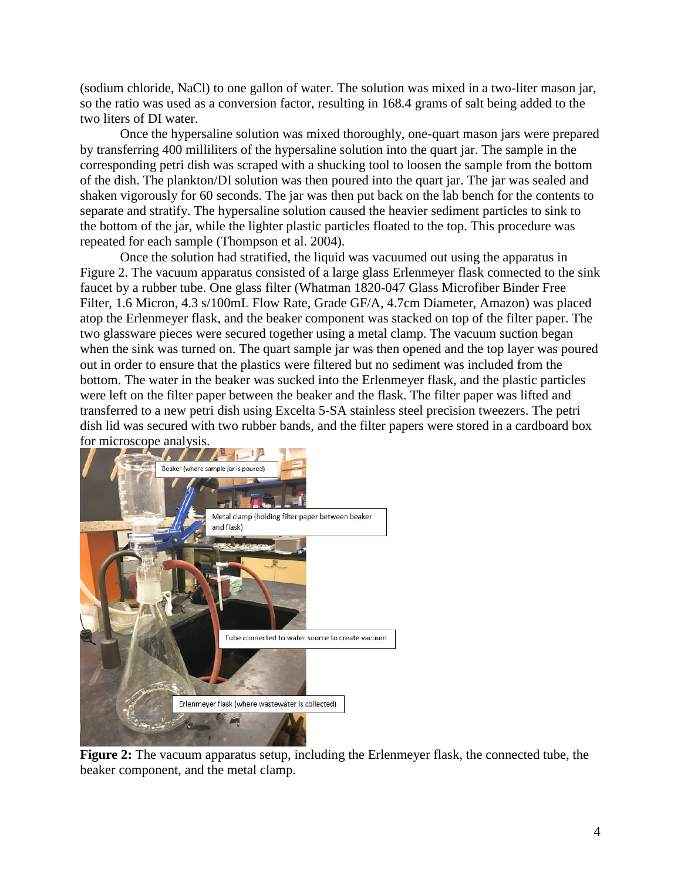(sodium chloride, NaCl) to one gallon of water. The solution was mixed in a two-liter mason jar, so the ratio was used as a conversion factor, resulting in 168.4 grams of salt being added to the two liters of DI water.

Once the hypersaline solution was mixed thoroughly, one-quart mason jars were prepared by transferring 400 milliliters of the hypersaline solution into the quart jar. The sample in the corresponding petri dish was scraped with a shucking tool to loosen the sample from the bottom of the dish. The plankton/DI solution was then poured into the quart jar. The jar was sealed and shaken vigorously for 60 seconds. The jar was then put back on the lab bench for the contents to separate and stratify. The hypersaline solution caused the heavier sediment particles to sink to the bottom of the jar, while the lighter plastic particles floated to the top. This procedure was repeated for each sample (Thompson et al. 2004).

Once the solution had stratified, the liquid was vacuumed out using the apparatus in Figure 2. The vacuum apparatus consisted of a large glass Erlenmeyer flask connected to the sink faucet by a rubber tube. One glass filter (Whatman 1820-047 Glass Microfiber Binder Free Filter, 1.6 Micron, 4.3 s/100mL Flow Rate, Grade GF/A, 4.7cm Diameter, Amazon) was placed atop the Erlenmeyer flask, and the beaker component was stacked on top of the filter paper. The two glassware pieces were secured together using a metal clamp. The vacuum suction began when the sink was turned on. The quart sample jar was then opened and the top layer was poured out in order to ensure that the plastics were filtered but no sediment was included from the bottom. The water in the beaker was sucked into the Erlenmeyer flask, and the plastic particles were left on the filter paper between the beaker and the flask. The filter paper was lifted and transferred to a new petri dish using Excelta 5-SA stainless steel precision tweezers. The petri dish lid was secured with two rubber bands, and the filter papers were stored in a cardboard box for microscope analysis.

Beaker (where sample jar is poured)

Metal clamp (holding filter paper between beaker and flask)

Tube connected to water source to create vacuum

Erlenmeyer flask (where wastewater is collected)

**Figure 2:** The vacuum apparatus setup, including the Erlenmeyer flask, the connected tube, the beaker component, and the metal clamp.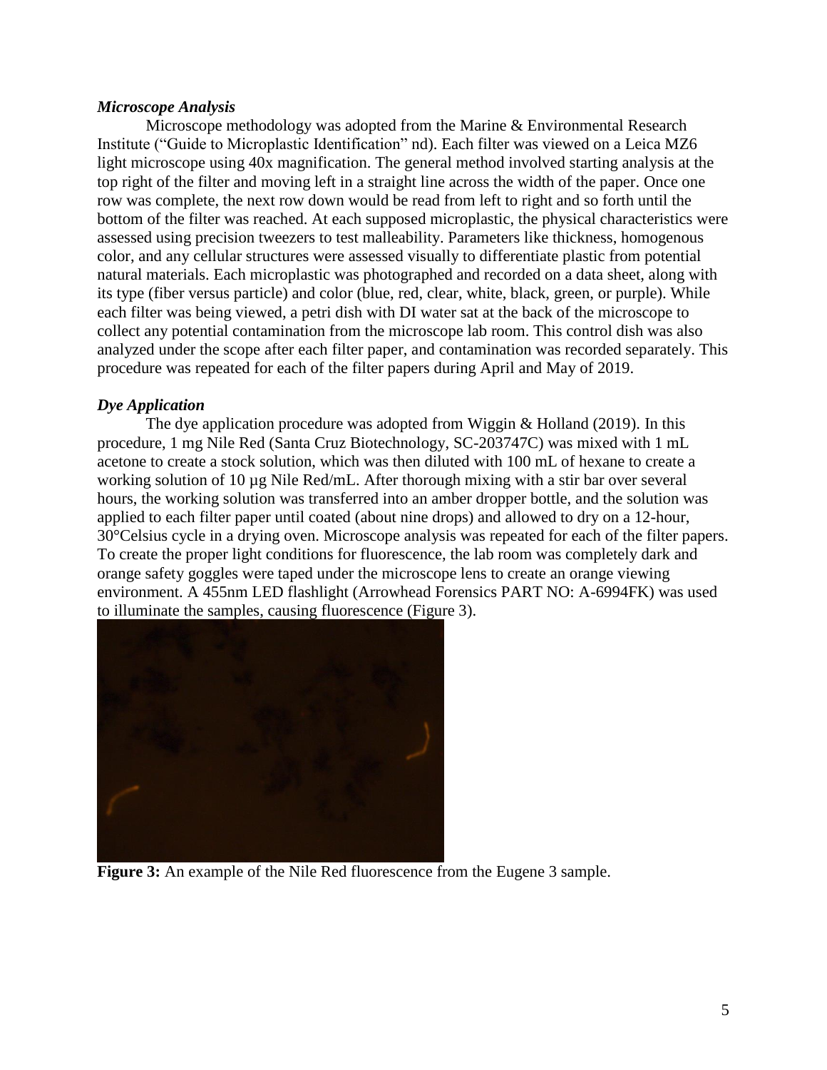### *Microscope Analysis*

Microscope methodology was adopted from the Marine & Environmental Research Institute ("Guide to Microplastic Identification" nd). Each filter was viewed on a Leica MZ6 light microscope using 40x magnification. The general method involved starting analysis at the top right of the filter and moving left in a straight line across the width of the paper. Once one row was complete, the next row down would be read from left to right and so forth until the bottom of the filter was reached. At each supposed microplastic, the physical characteristics were assessed using precision tweezers to test malleability. Parameters like thickness, homogenous color, and any cellular structures were assessed visually to differentiate plastic from potential natural materials. Each microplastic was photographed and recorded on a data sheet, along with its type (fiber versus particle) and color (blue, red, clear, white, black, green, or purple). While each filter was being viewed, a petri dish with DI water sat at the back of the microscope to collect any potential contamination from the microscope lab room. This control dish was also analyzed under the scope after each filter paper, and contamination was recorded separately. This procedure was repeated for each of the filter papers during April and May of 2019.

### *Dye Application*

The dye application procedure was adopted from Wiggin & Holland (2019). In this procedure, 1 mg Nile Red (Santa Cruz Biotechnology, SC-203747C) was mixed with 1 mL acetone to create a stock solution, which was then diluted with 100 mL of hexane to create a working solution of 10 µg Nile Red/mL. After thorough mixing with a stir bar over several hours, the working solution was transferred into an amber dropper bottle, and the solution was applied to each filter paper until coated (about nine drops) and allowed to dry on a 12-hour, 30°Celsius cycle in a drying oven. Microscope analysis was repeated for each of the filter papers. To create the proper light conditions for fluorescence, the lab room was completely dark and orange safety goggles were taped under the microscope lens to create an orange viewing environment. A 455nm LED flashlight (Arrowhead Forensics PART NO: A-6994FK) was used to illuminate the samples, causing fluorescence (Figure 3).

**Figure 3:** An example of the Nile Red fluorescence from the Eugene 3 sample.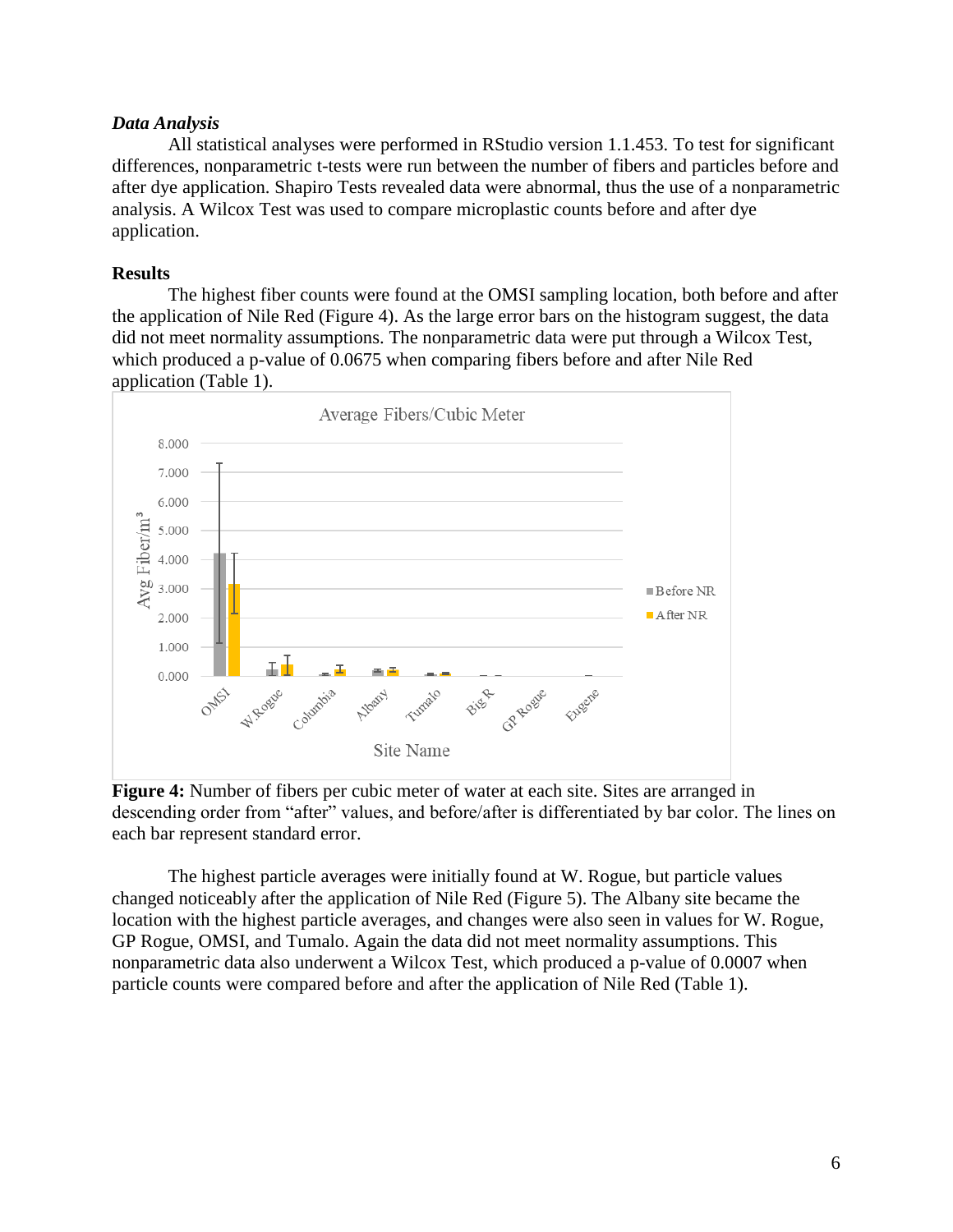### *Data Analysis*

All statistical analyses were performed in RStudio version 1.1.453. To test for significant differences, nonparametric t-tests were run between the number of fibers and particles before and after dye application. Shapiro Tests revealed data were abnormal, thus the use of a nonparametric analysis. A Wilcox Test was used to compare microplastic counts before and after dye application.

## Results

The highest fiber counts were found at the OMSI sampling location, both before and after the application of Nile Red (Figure 4). As the large error bars on the histogram suggest, the data did not meet normality assumptions. The nonparametric data were put through a Wilcox Test, which produced a p-value of 0.0675 when comparing fibers before and after Nile Red application (Table 1).

**Figure 4:** Number of fibers per cubic meter of water at each site. Sites are arranged in descending order from "after" values, and before/after is differentiated by bar color. The lines on each bar represent standard error.

The highest particle averages were initially found at W. Rogue, but particle values changed noticeably after the application of Nile Red (Figure 5). The Albany site became the location with the highest particle averages, and changes were also seen in values for W. Rogue, GP Rogue, OMSI, and Tumalo. Again the data did not meet normality assumptions. This nonparametric data also underwent a Wilcox Test, which produced a p-value of 0.0007 when particle counts were compared before and after the application of Nile Red (Table 1).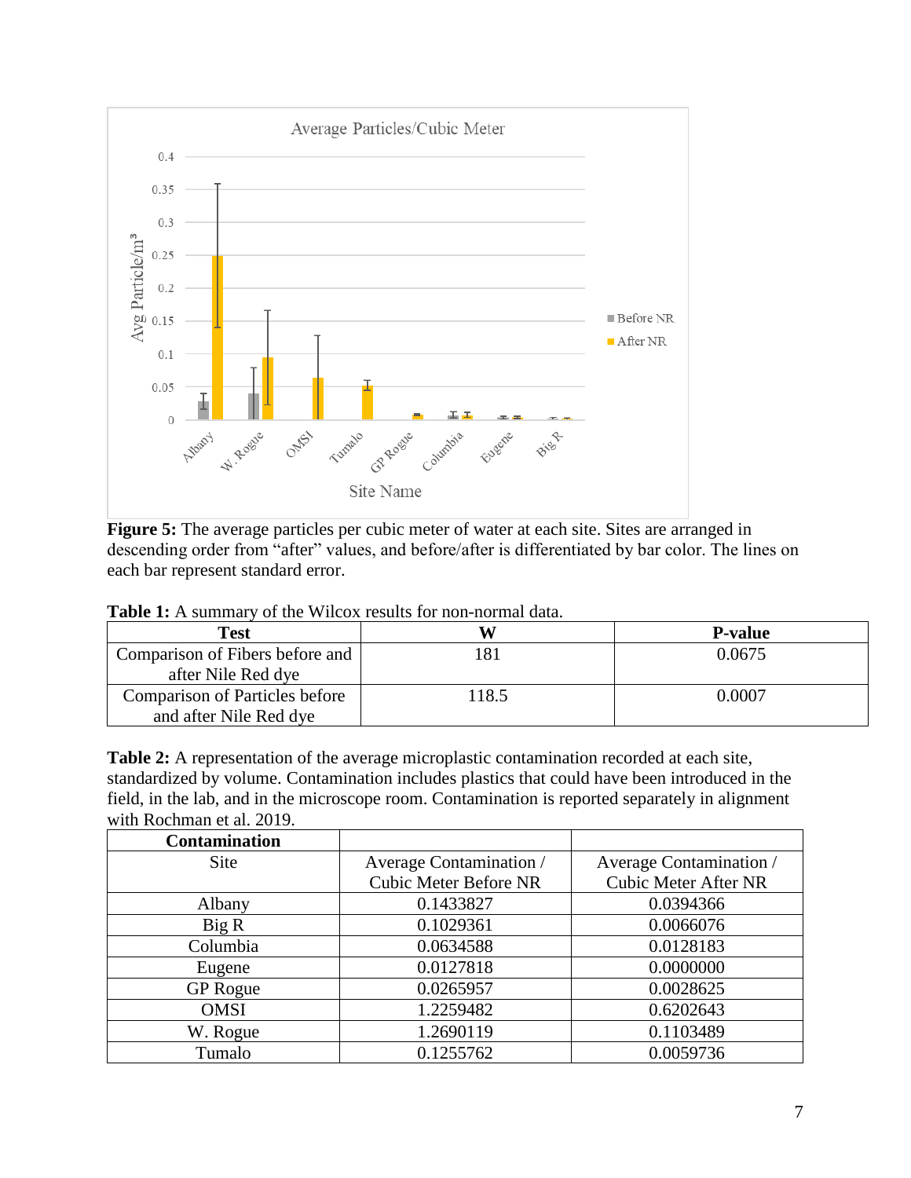**Figure 5:** The average particles per cubic meter of water at each site. Sites are arranged in descending order from "after" values, and before/after is differentiated by bar color. The lines on each bar represent standard error.

**Table 1:** A summary of the Wilcox results for non-normal data.

| Test | W | P-value |
|---|---|---|
| Comparison of Fibers before and after Nile Red dye | 181 | 0.0675 |
| Comparison of Particles before and after Nile Red dye | 118.5 | 0.0007 |

**Table 2:** A representation of the average microplastic contamination recorded at each site, standardized by volume. Contamination includes plastics that could have been introduced in the field, in the lab, and in the microscope room. Contamination is reported separately in alignment with Rochman et al. 2019.

| **Contamination** | | |
|---|---|---|
| Site | Average Contamination / Cubic Meter Before NR | Average Contamination / Cubic Meter After NR |
| Albany | 0.1433827 | 0.0394366 |
| Big R | 0.1029361 | 0.0066076 |
| Columbia | 0.0634588 | 0.0128183 |
| Eugene | 0.0127818 | 0.0000000 |
| GP Rogue | 0.0265957 | 0.0028625 |
| OMSI | 1.2259482 | 0.6202643 |
| W. Rogue | 1.2690119 | 0.1103489 |
| Tumalo | 0.1255762 | 0.0059736 |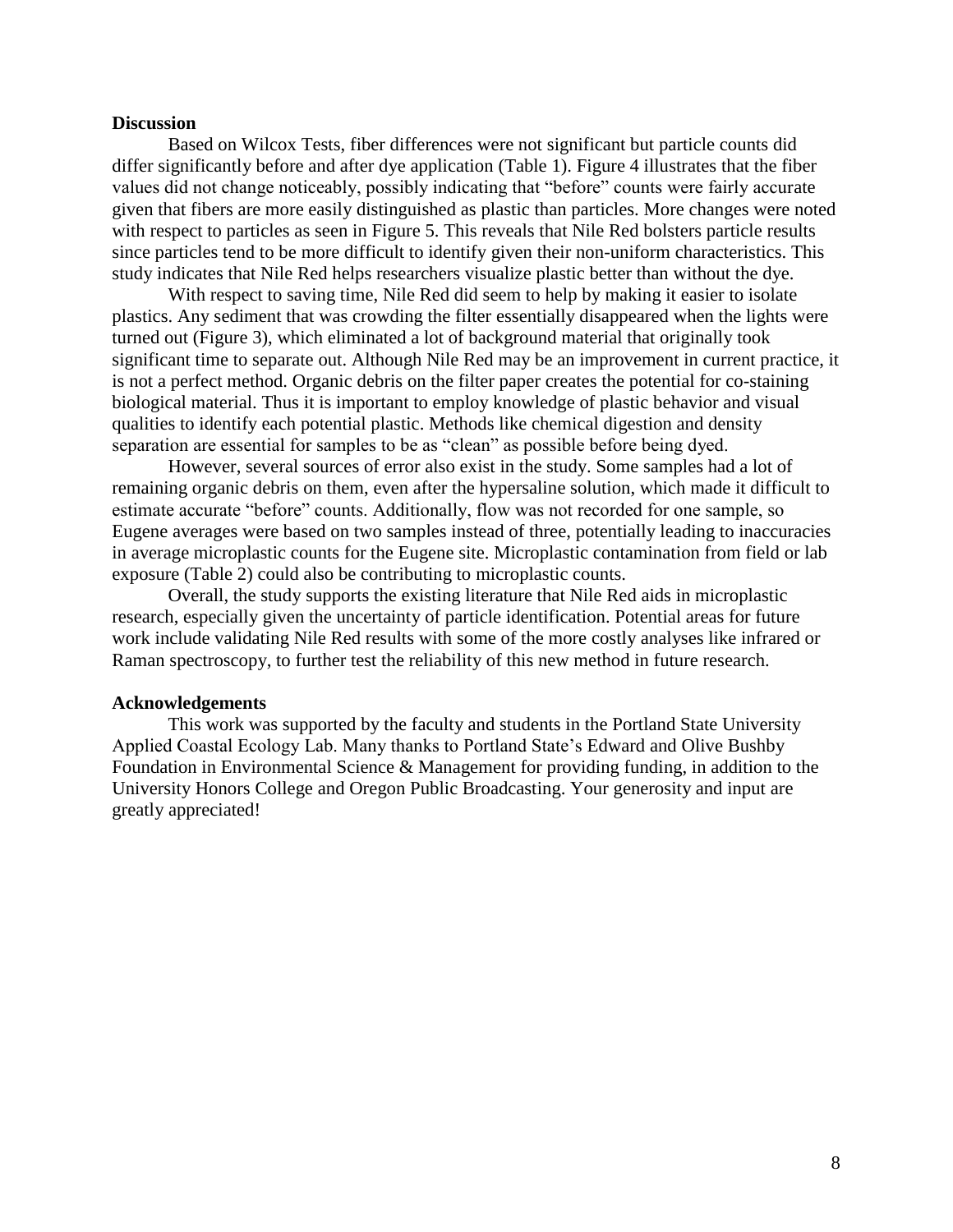## Discussion

Based on Wilcox Tests, fiber differences were not significant but particle counts did differ significantly before and after dye application (Table 1). Figure 4 illustrates that the fiber values did not change noticeably, possibly indicating that "before" counts were fairly accurate given that fibers are more easily distinguished as plastic than particles. More changes were noted with respect to particles as seen in Figure 5. This reveals that Nile Red bolsters particle results since particles tend to be more difficult to identify given their non-uniform characteristics. This study indicates that Nile Red helps researchers visualize plastic better than without the dye.

With respect to saving time, Nile Red did seem to help by making it easier to isolate plastics. Any sediment that was crowding the filter essentially disappeared when the lights were turned out (Figure 3), which eliminated a lot of background material that originally took significant time to separate out. Although Nile Red may be an improvement in current practice, it is not a perfect method. Organic debris on the filter paper creates the potential for co-staining biological material. Thus it is important to employ knowledge of plastic behavior and visual qualities to identify each potential plastic. Methods like chemical digestion and density separation are essential for samples to be as "clean" as possible before being dyed.

However, several sources of error also exist in the study. Some samples had a lot of remaining organic debris on them, even after the hypersaline solution, which made it difficult to estimate accurate "before" counts. Additionally, flow was not recorded for one sample, so Eugene averages were based on two samples instead of three, potentially leading to inaccuracies in average microplastic counts for the Eugene site. Microplastic contamination from field or lab exposure (Table 2) could also be contributing to microplastic counts.

Overall, the study supports the existing literature that Nile Red aids in microplastic research, especially given the uncertainty of particle identification. Potential areas for future work include validating Nile Red results with some of the more costly analyses like infrared or Raman spectroscopy, to further test the reliability of this new method in future research.

## Acknowledgements

This work was supported by the faculty and students in the Portland State University Applied Coastal Ecology Lab. Many thanks to Portland State's Edward and Olive Bushby Foundation in Environmental Science & Management for providing funding, in addition to the University Honors College and Oregon Public Broadcasting. Your generosity and input are greatly appreciated!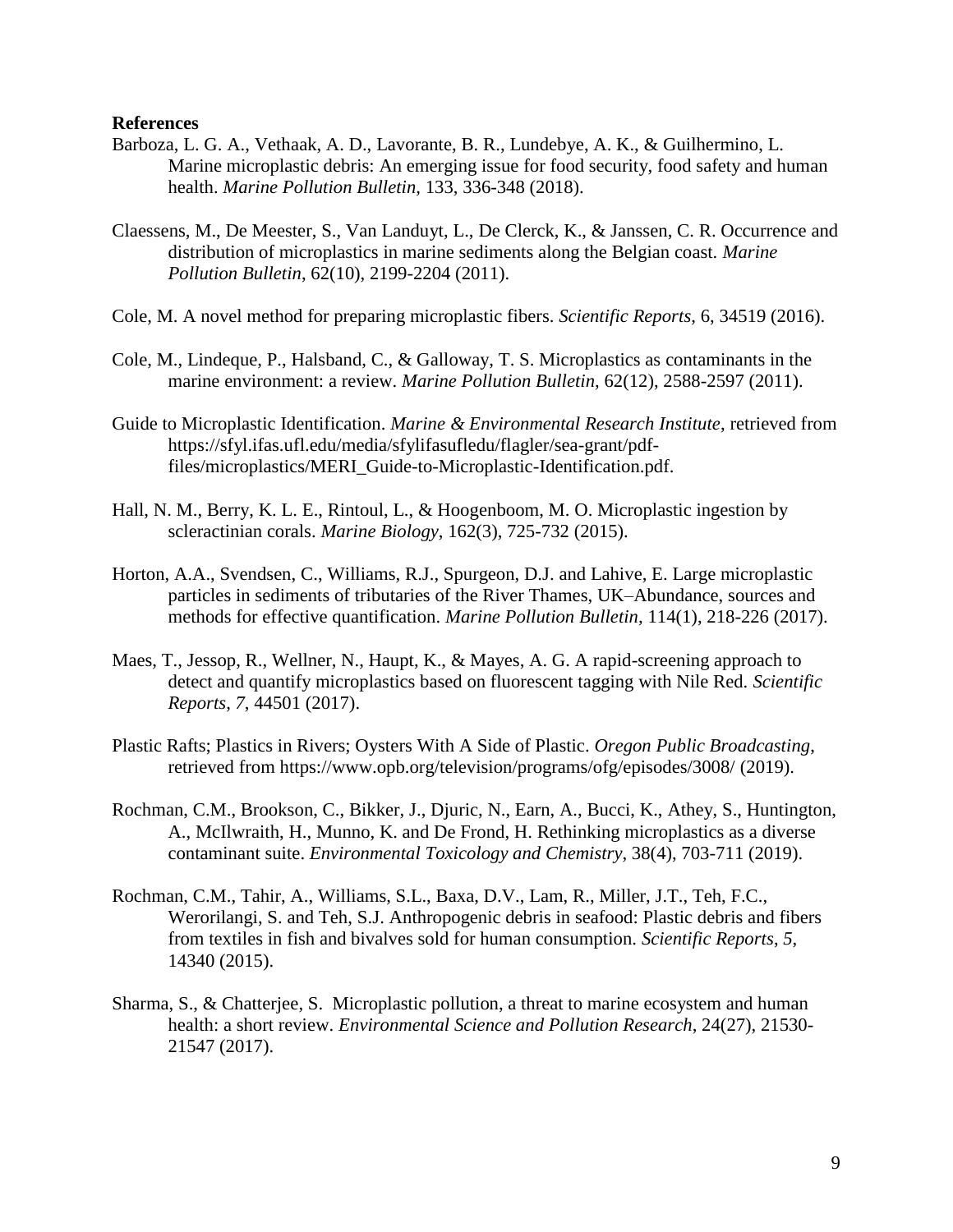**References**

Barboza, L. G. A., Vethaak, A. D., Lavorante, B. R., Lundebye, A. K., & Guilhermino, L. Marine microplastic debris: An emerging issue for food security, food safety and human health. *Marine Pollution Bulletin*, 133, 336-348 (2018).

Claessens, M., De Meester, S., Van Landuyt, L., De Clerck, K., & Janssen, C. R. Occurrence and distribution of microplastics in marine sediments along the Belgian coast. *Marine Pollution Bulletin*, 62(10), 2199-2204 (2011).

Cole, M. A novel method for preparing microplastic fibers. *Scientific Reports*, 6, 34519 (2016).

Cole, M., Lindeque, P., Halsband, C., & Galloway, T. S. Microplastics as contaminants in the marine environment: a review. *Marine Pollution Bulletin*, 62(12), 2588-2597 (2011).

Guide to Microplastic Identification. *Marine & Environmental Research Institute*, retrieved from https://sfyl.ifas.ufl.edu/media/sfylifasufledu/flagler/sea-grant/pdf-files/microplastics/MERI_Guide-to-Microplastic-Identification.pdf.

Hall, N. M., Berry, K. L. E., Rintoul, L., & Hoogenboom, M. O. Microplastic ingestion by scleractinian corals. *Marine Biology*, 162(3), 725-732 (2015).

Horton, A.A., Svendsen, C., Williams, R.J., Spurgeon, D.J. and Lahive, E. Large microplastic particles in sediments of tributaries of the River Thames, UK–Abundance, sources and methods for effective quantification. *Marine Pollution Bulletin*, 114(1), 218-226 (2017).

Maes, T., Jessop, R., Wellner, N., Haupt, K., & Mayes, A. G. A rapid-screening approach to detect and quantify microplastics based on fluorescent tagging with Nile Red. *Scientific Reports*, *7*, 44501 (2017).

Plastic Rafts; Plastics in Rivers; Oysters With A Side of Plastic. *Oregon Public Broadcasting*, retrieved from https://www.opb.org/television/programs/ofg/episodes/3008/ (2019).

Rochman, C.M., Brookson, C., Bikker, J., Djuric, N., Earn, A., Bucci, K., Athey, S., Huntington, A., McIlwraith, H., Munno, K. and De Frond, H. Rethinking microplastics as a diverse contaminant suite. *Environmental Toxicology and Chemistry*, 38(4), 703-711 (2019).

Rochman, C.M., Tahir, A., Williams, S.L., Baxa, D.V., Lam, R., Miller, J.T., Teh, F.C., Werorilangi, S. and Teh, S.J. Anthropogenic debris in seafood: Plastic debris and fibers from textiles in fish and bivalves sold for human consumption. *Scientific Reports*, *5*, 14340 (2015).

Sharma, S., & Chatterjee, S. Microplastic pollution, a threat to marine ecosystem and human health: a short review. *Environmental Science and Pollution Research*, 24(27), 21530-21547 (2017).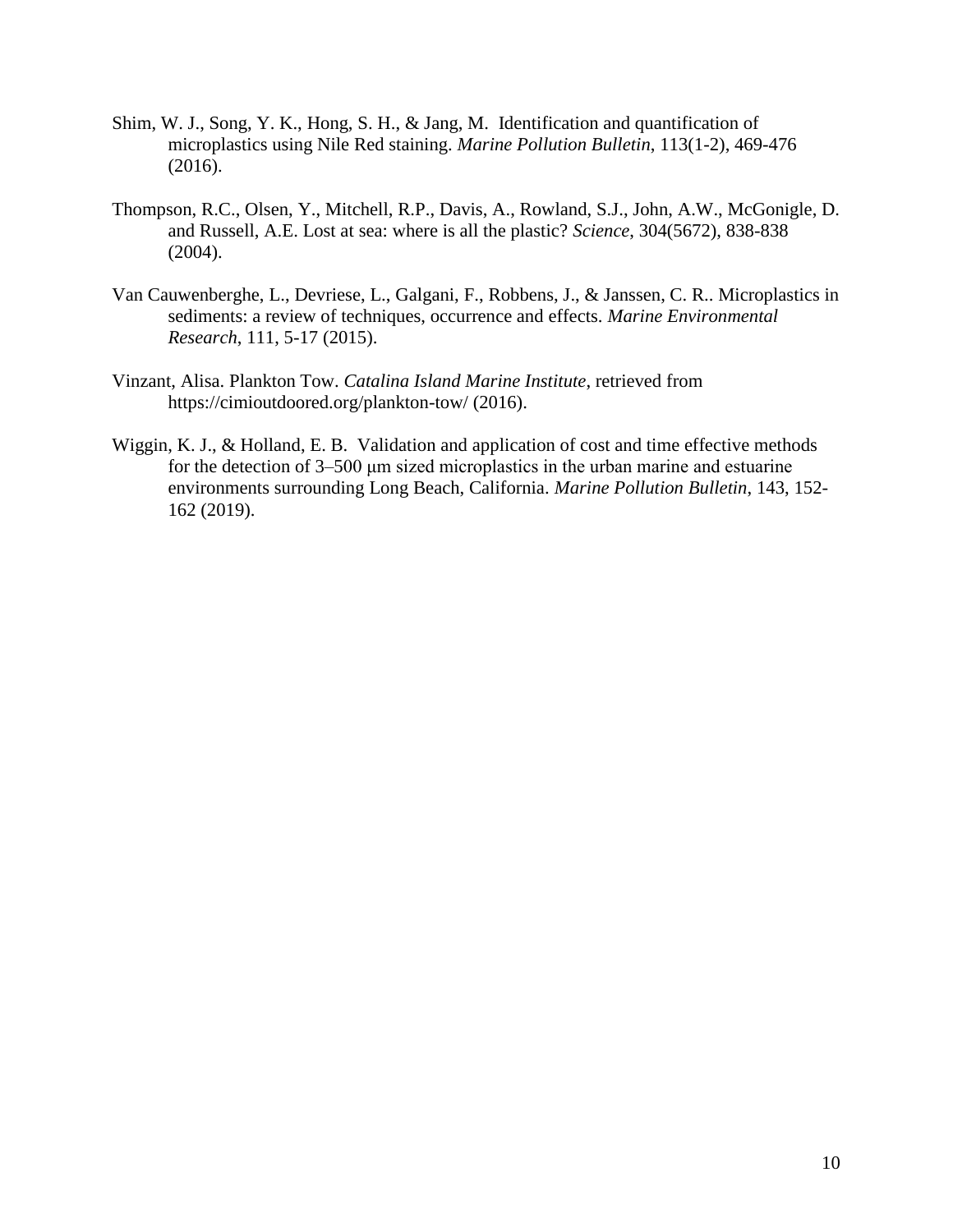Shim, W. J., Song, Y. K., Hong, S. H., & Jang, M.  Identification and quantification of microplastics using Nile Red staining. *Marine Pollution Bulletin*, 113(1-2), 469-476 (2016).

Thompson, R.C., Olsen, Y., Mitchell, R.P., Davis, A., Rowland, S.J., John, A.W., McGonigle, D. and Russell, A.E. Lost at sea: where is all the plastic? *Science*, 304(5672), 838-838 (2004).

Van Cauwenberghe, L., Devriese, L., Galgani, F., Robbens, J., & Janssen, C. R.. Microplastics in sediments: a review of techniques, occurrence and effects. *Marine Environmental Research*, 111, 5-17 (2015).

Vinzant, Alisa. Plankton Tow. *Catalina Island Marine Institute*, retrieved from https://cimioutdoored.org/plankton-tow/ (2016).

Wiggin, K. J., & Holland, E. B.  Validation and application of cost and time effective methods for the detection of 3–500 μm sized microplastics in the urban marine and estuarine environments surrounding Long Beach, California. *Marine Pollution Bulletin*, 143, 152-162 (2019).